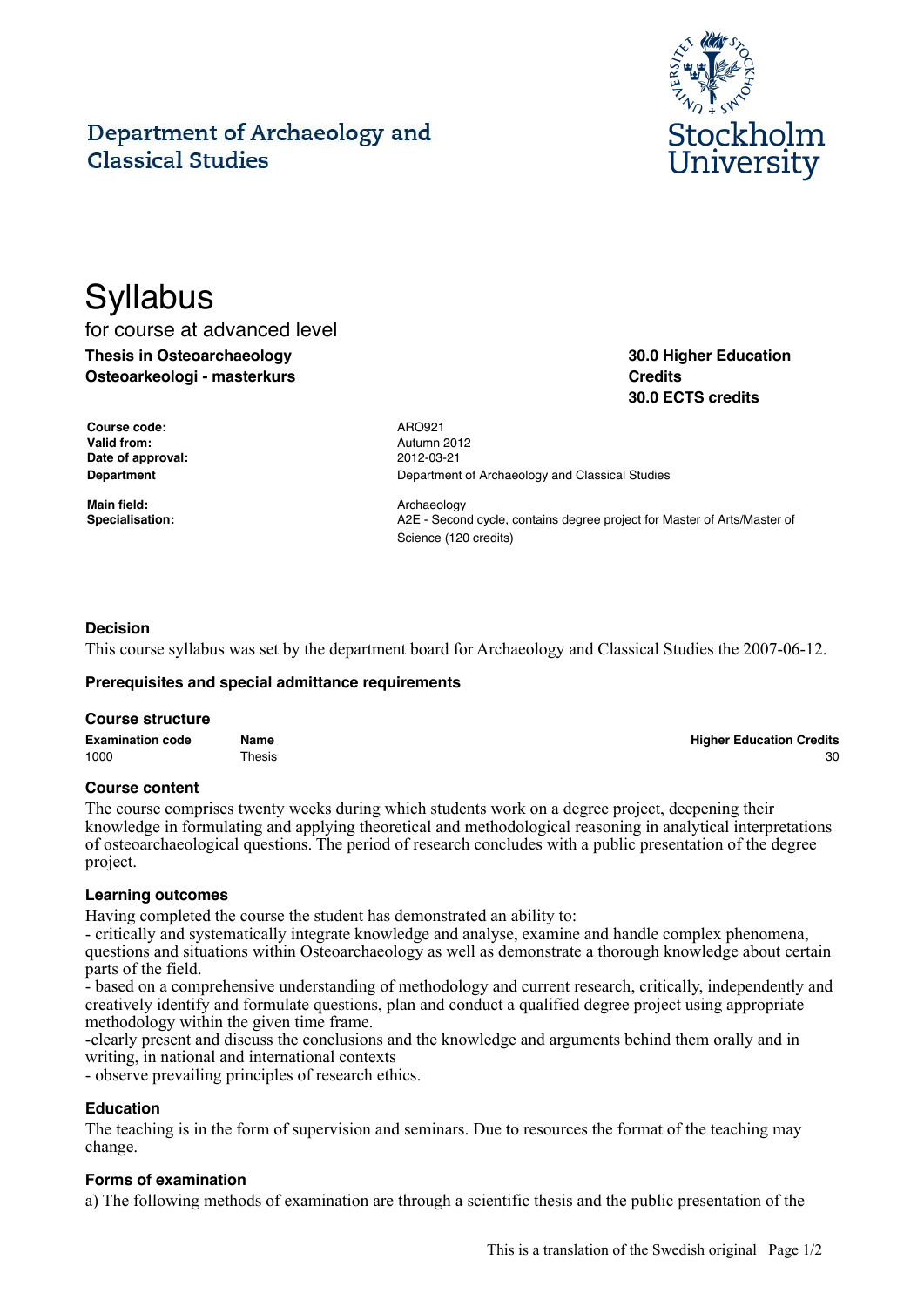Department of Archaeology and Classical Studies

Stockholm University

# Syllabus

for course at advanced level

**Thesis in Osteoarchaeology**
**Osteoarkeologi - masterkurs**

**30.0 Higher Education Credits**
**30.0 ECTS credits**

| | |
|---|---|
| **Course code:** | ARO921 |
| **Valid from:** | Autumn 2012 |
| **Date of approval:** | 2012-03-21 |
| **Department** | Department of Archaeology and Classical Studies |
| **Main field:** | Archaeology |
| **Specialisation:** | A2E - Second cycle, contains degree project for Master of Arts/Master of Science (120 credits) |

### Decision

This course syllabus was set by the department board for Archaeology and Classical Studies the 2007-06-12.

### Prerequisites and special admittance requirements

### Course structure

| Examination code | Name | Higher Education Credits |
|---|---|---|
| 1000 | Thesis | 30 |

### Course content

The course comprises twenty weeks during which students work on a degree project, deepening their knowledge in formulating and applying theoretical and methodological reasoning in analytical interpretations of osteoarchaeological questions. The period of research concludes with a public presentation of the degree project.

### Learning outcomes

Having completed the course the student has demonstrated an ability to:

- critically and systematically integrate knowledge and analyse, examine and handle complex phenomena, questions and situations within Osteoarchaeology as well as demonstrate a thorough knowledge about certain parts of the field.
- based on a comprehensive understanding of methodology and current research, critically, independently and creatively identify and formulate questions, plan and conduct a qualified degree project using appropriate methodology within the given time frame.
- clearly present and discuss the conclusions and the knowledge and arguments behind them orally and in writing, in national and international contexts
- observe prevailing principles of research ethics.

### Education

The teaching is in the form of supervision and seminars. Due to resources the format of the teaching may change.

### Forms of examination

a) The following methods of examination are through a scientific thesis and the public presentation of the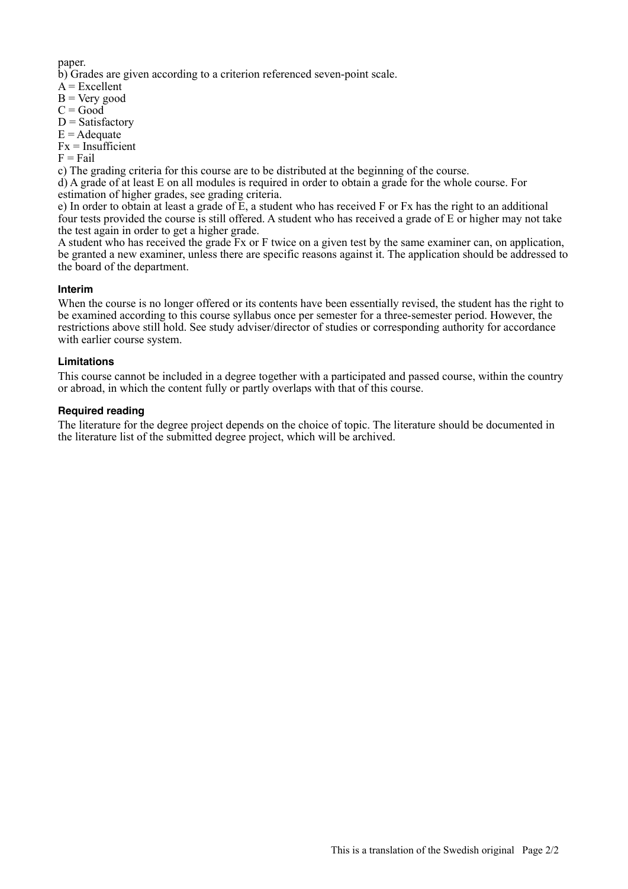paper.

b) Grades are given according to a criterion referenced seven-point scale.

A = Excellent
B = Very good
C = Good
D = Satisfactory
E = Adequate
Fx = Insufficient
F = Fail

c) The grading criteria for this course are to be distributed at the beginning of the course.

d) A grade of at least E on all modules is required in order to obtain a grade for the whole course. For estimation of higher grades, see grading criteria.

e) In order to obtain at least a grade of E, a student who has received F or Fx has the right to an additional four tests provided the course is still offered. A student who has received a grade of E or higher may not take the test again in order to get a higher grade.

A student who has received the grade Fx or F twice on a given test by the same examiner can, on application, be granted a new examiner, unless there are specific reasons against it. The application should be addressed to the board of the department.

#### Interim

When the course is no longer offered or its contents have been essentially revised, the student has the right to be examined according to this course syllabus once per semester for a three-semester period. However, the restrictions above still hold. See study adviser/director of studies or corresponding authority for accordance with earlier course system.

#### Limitations

This course cannot be included in a degree together with a participated and passed course, within the country or abroad, in which the content fully or partly overlaps with that of this course.

#### Required reading

The literature for the degree project depends on the choice of topic. The literature should be documented in the literature list of the submitted degree project, which will be archived.

This is a translation of the Swedish original